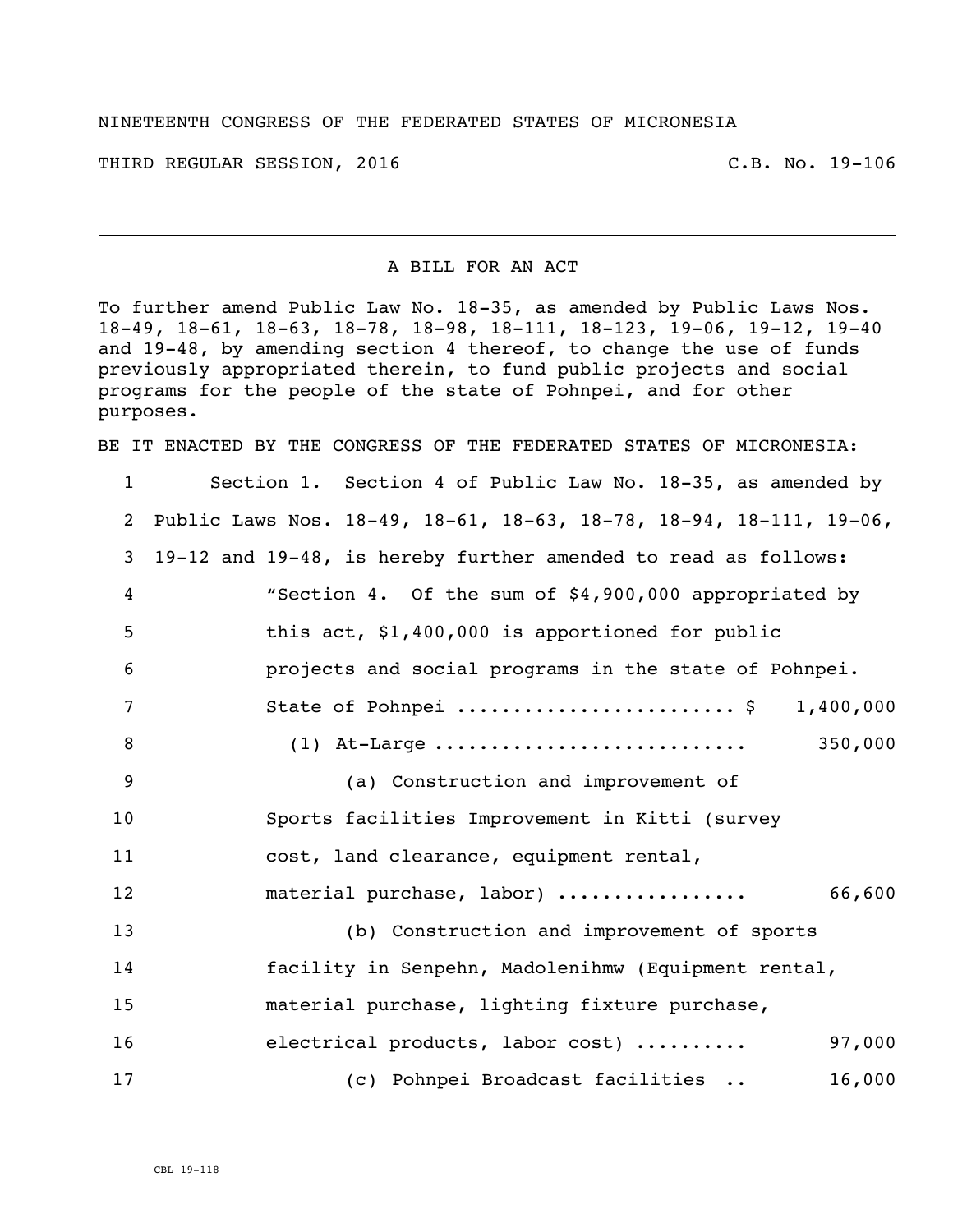NINETEENTH CONGRESS OF THE FEDERATED STATES OF MICRONESIA

THIRD REGULAR SESSION, 2016 C.B. No. 19-106

---

A BILL FOR AN ACT

To further amend Public Law No. 18-35, as amended by Public Laws Nos. 18-49, 18-61, 18-63, 18-78, 18-98, 18-111, 18-123, 19-06, 19-12, 19-40 and 19-48, by amending section 4 thereof, to change the use of funds previously appropriated therein, to fund public projects and social programs for the people of the state of Pohnpei, and for other purposes.

BE IT ENACTED BY THE CONGRESS OF THE FEDERATED STATES OF MICRONESIA:

1 Section 1. Section 4 of Public Law No. 18-35, as amended by
2 Public Laws Nos. 18-49, 18-61, 18-63, 18-78, 18-94, 18-111, 19-06,
3 19-12 and 19-48, is hereby further amended to read as follows:
4 "Section 4. Of the sum of $4,900,000 appropriated by
5 this act, $1,400,000 is apportioned for public
6 projects and social programs in the state of Pohnpei.
7 State of Pohnpei ........................ $ 1,400,000
8 (1) At-Large ........................... 350,000
9 (a) Construction and improvement of
10 Sports facilities Improvement in Kitti (survey
11 cost, land clearance, equipment rental,
12 material purchase, labor) ................ 66,600
13 (b) Construction and improvement of sports
14 facility in Senpehn, Madolenihmw (Equipment rental,
15 material purchase, lighting fixture purchase,
16 electrical products, labor cost) .......... 97,000
17 (c) Pohnpei Broadcast facilities .. 16,000

CBL 19-118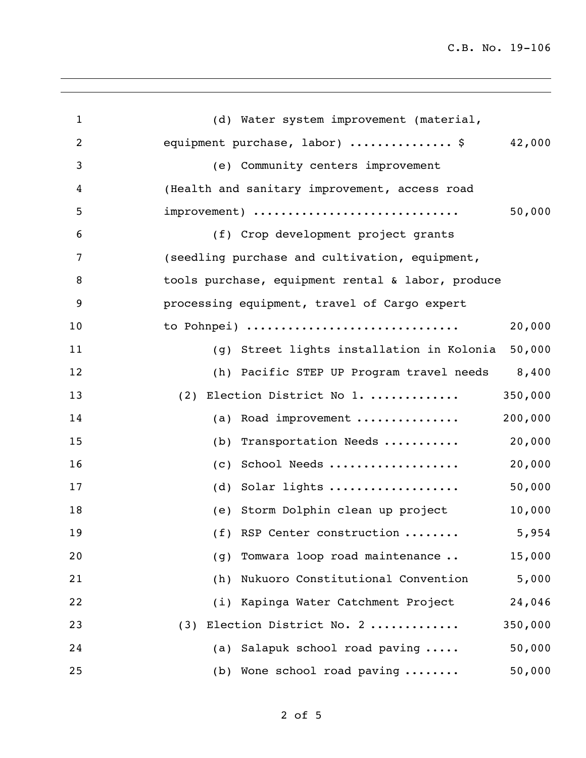(d) Water system improvement (material, equipment purchase, labor) .............. $ 42,000

(e) Community centers improvement (Health and sanitary improvement, access road improvement) ............................. 50,000

(f) Crop development project grants (seedling purchase and cultivation, equipment, tools purchase, equipment rental & labor, produce processing equipment, travel of Cargo expert to Pohnpei) ............................. 20,000

(g) Street lights installation in Kolonia 50,000

(h) Pacific STEP UP Program travel needs 8,400

(2) Election District No 1. ............ 350,000

(a) Road improvement .............. 200,000

(b) Transportation Needs ........... 20,000

(c) School Needs .................. 20,000

(d) Solar lights .................. 50,000

(e) Storm Dolphin clean up project 10,000

(f) RSP Center construction ........ 5,954

(g) Tomwara loop road maintenance .. 15,000

(h) Nukuoro Constitutional Convention 5,000

(i) Kapinga Water Catchment Project 24,046

(3) Election District No. 2 ............ 350,000

(a) Salapuk school road paving ..... 50,000

(b) Wone school road paving ........ 50,000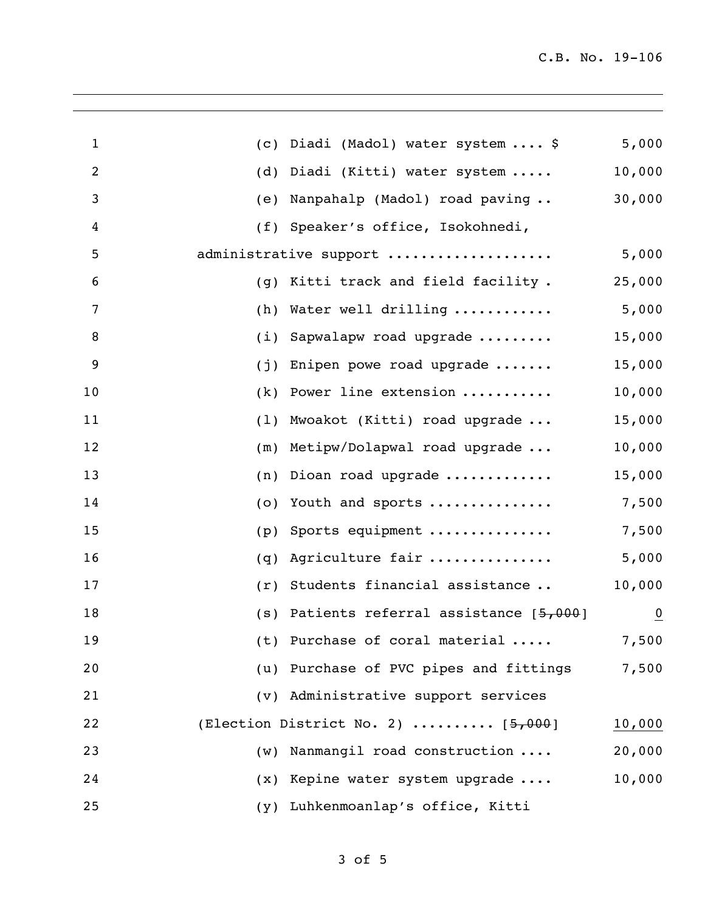(c) Diadi (Madol) water system .... $ 5,000

(d) Diadi (Kitti) water system ..... 10,000

(e) Nanpahalp (Madol) road paving .. 30,000

(f) Speaker's office, Isokohnedi, administrative support ................... 5,000

(g) Kitti track and field facility . 25,000

(h) Water well drilling ........... 5,000

(i) Sapwalapw road upgrade ......... 15,000

(j) Enipen powe road upgrade ....... 15,000

(k) Power line extension .......... 10,000

(l) Mwoakot (Kitti) road upgrade ... 15,000

(m) Metipw/Dolapwal road upgrade ... 10,000

(n) Dioan road upgrade ............ 15,000

(o) Youth and sports .............. 7,500

(p) Sports equipment .............. 7,500

(q) Agriculture fair .............. 5,000

(r) Students financial assistance .. 10,000

(s) Patients referral assistance [~~5,000~~] <u>0</u>

(t) Purchase of coral material ..... 7,500

(u) Purchase of PVC pipes and fittings 7,500

(v) Administrative support services (Election District No. 2) .......... [~~5,000~~] <u>10,000</u>

(w) Nanmangil road construction .... 20,000

(x) Kepine water system upgrade .... 10,000

(y) Luhkenmoanlap's office, Kitti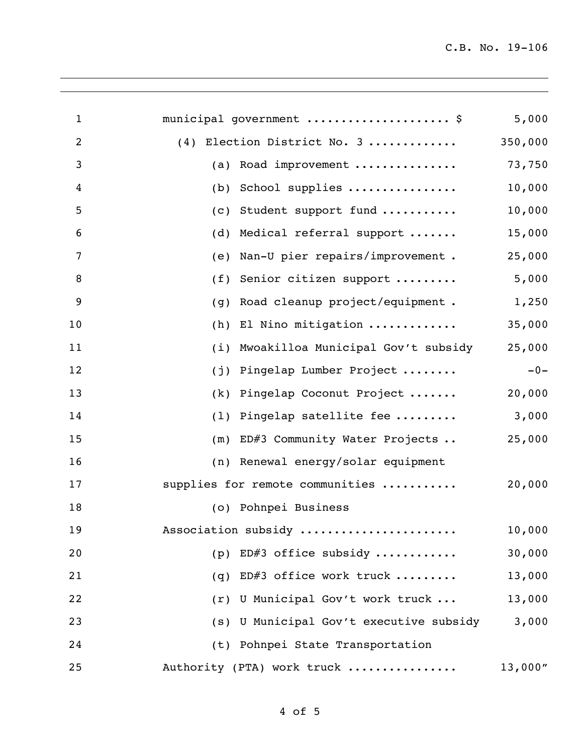municipal government .................... $ 5,000

(4) Election District No. 3 ............ 350,000

(a) Road improvement .............. 73,750

(b) School supplies ............... 10,000

(c) Student support fund .......... 10,000

(d) Medical referral support ....... 15,000

(e) Nan-U pier repairs/improvement . 25,000

(f) Senior citizen support ......... 5,000

(g) Road cleanup project/equipment . 1,250

(h) El Nino mitigation ............ 35,000

(i) Mwoakilloa Municipal Gov't subsidy 25,000

(j) Pingelap Lumber Project ........ -0-

(k) Pingelap Coconut Project ....... 20,000

(l) Pingelap satellite fee ......... 3,000

(m) ED#3 Community Water Projects .. 25,000

(n) Renewal energy/solar equipment supplies for remote communities .......... 20,000

(o) Pohnpei Business Association subsidy ...................... 10,000

(p) ED#3 office subsidy ........... 30,000

(q) ED#3 office work truck ......... 13,000

(r) U Municipal Gov't work truck ... 13,000

(s) U Municipal Gov't executive subsidy 3,000

(t) Pohnpei State Transportation Authority (PTA) work truck ............... 13,000"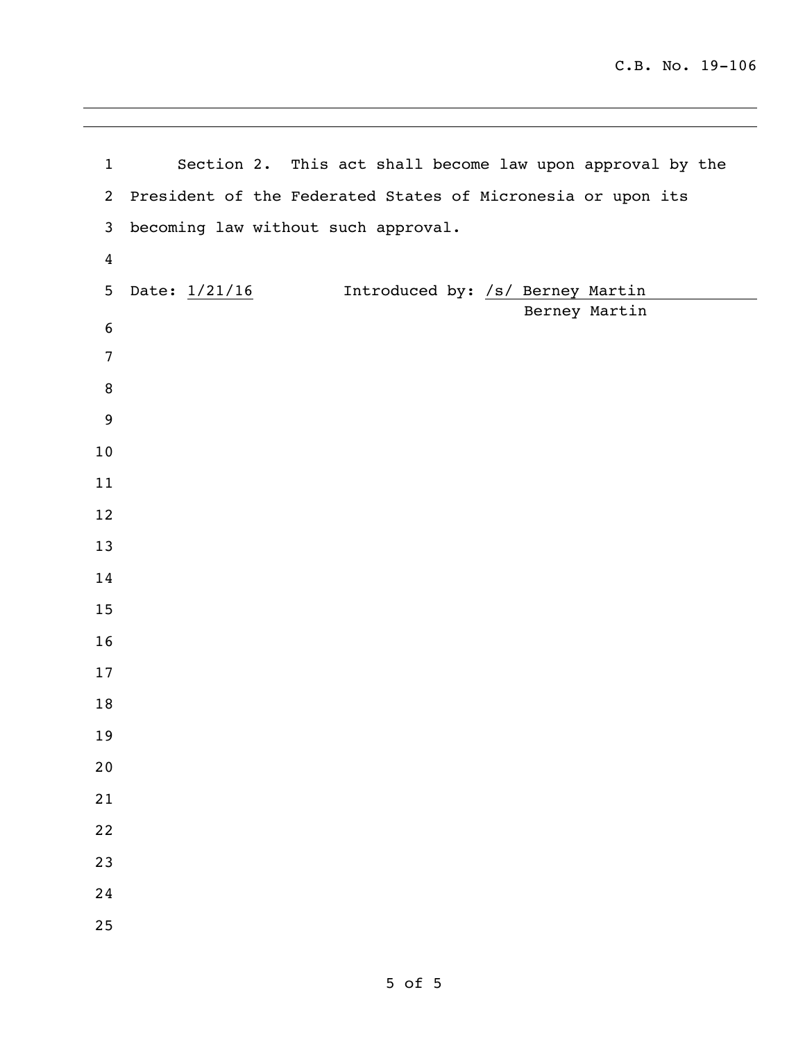Section 2. This act shall become law upon approval by the President of the Federated States of Micronesia or upon its becoming law without such approval.

Date: 1/21/16 Introduced by: /s/ Berney Martin

Berney Martin